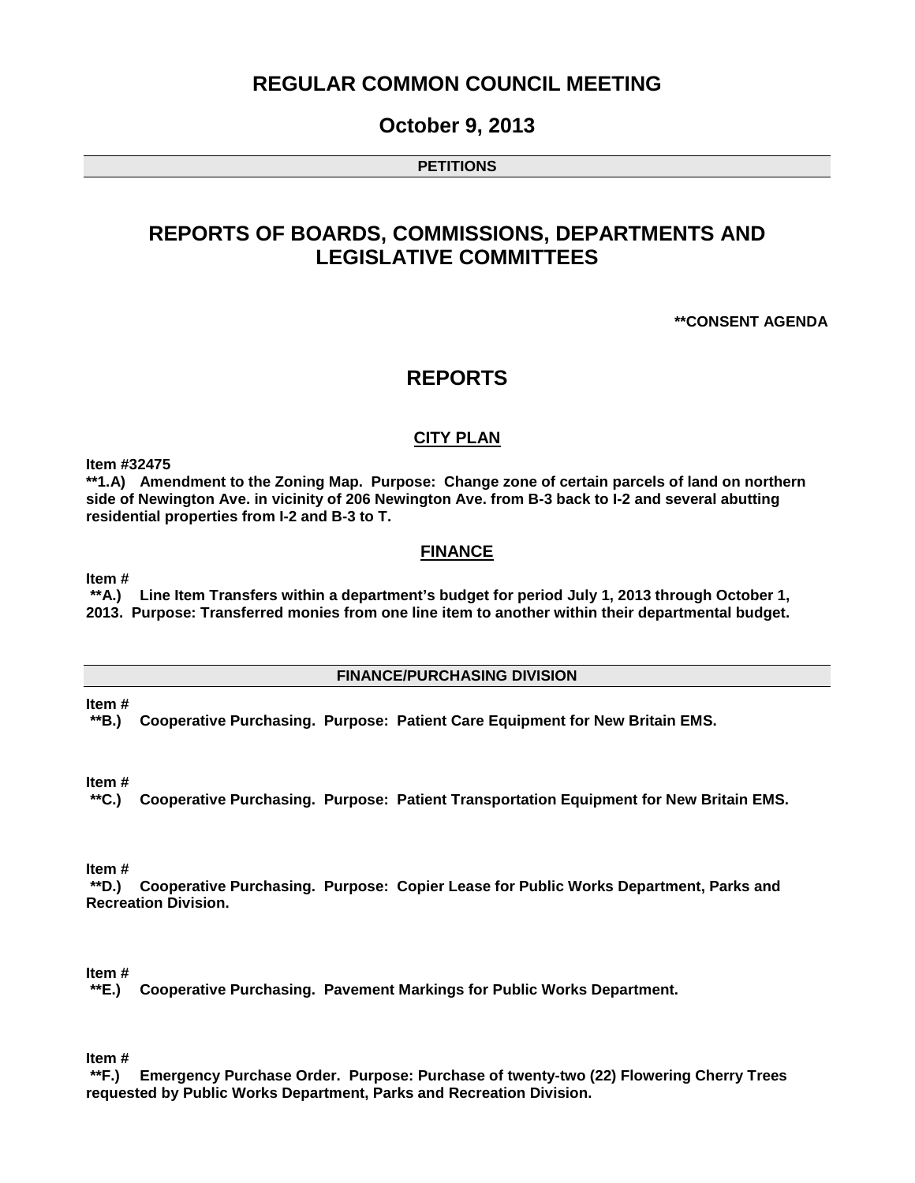# REGULAR COMMON COUNCIL MEETING

## October 9, 2013

**PETITIONS**

# REPORTS OF BOARDS, COMMISSIONS, DEPARTMENTS AND LEGISLATIVE COMMITTEES

**\*\*CONSENT AGENDA**

# REPORTS

### CITY PLAN

**Item #32475**
**\*\*1.A) Amendment to the Zoning Map. Purpose: Change zone of certain parcels of land on northern side of Newington Ave. in vicinity of 206 Newington Ave. from B-3 back to I-2 and several abutting residential properties from I-2 and B-3 to T.**

### FINANCE

**Item #**
**\*\*A.) Line Item Transfers within a department's budget for period July 1, 2013 through October 1, 2013. Purpose: Transferred monies from one line item to another within their departmental budget.**

**FINANCE/PURCHASING DIVISION**

**Item #**
**\*\*B.) Cooperative Purchasing. Purpose: Patient Care Equipment for New Britain EMS.**

**Item #**
**\*\*C.) Cooperative Purchasing. Purpose: Patient Transportation Equipment for New Britain EMS.**

**Item #**
**\*\*D.) Cooperative Purchasing. Purpose: Copier Lease for Public Works Department, Parks and Recreation Division.**

**Item #**
**\*\*E.) Cooperative Purchasing. Pavement Markings for Public Works Department.**

**Item #**
**\*\*F.) Emergency Purchase Order. Purpose: Purchase of twenty-two (22) Flowering Cherry Trees requested by Public Works Department, Parks and Recreation Division.**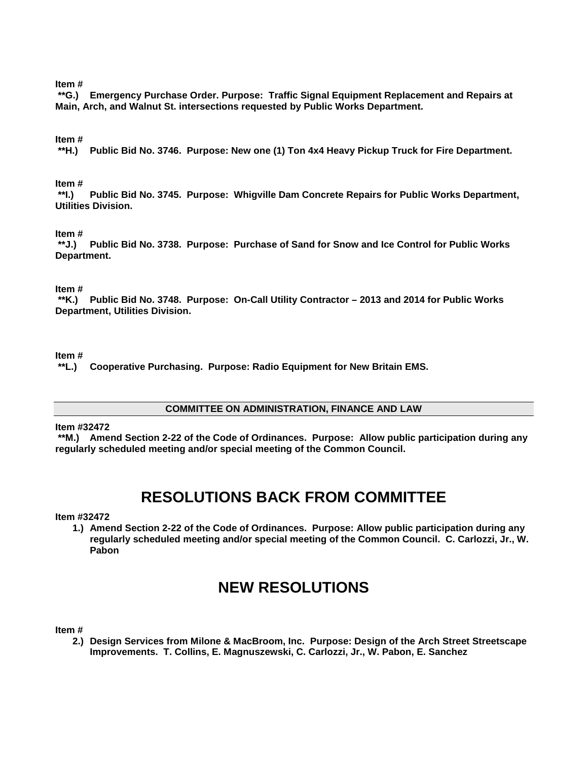**Item #**
**\*\*G.) Emergency Purchase Order. Purpose: Traffic Signal Equipment Replacement and Repairs at Main, Arch, and Walnut St. intersections requested by Public Works Department.**

**Item #**
**\*\*H.) Public Bid No. 3746. Purpose: New one (1) Ton 4x4 Heavy Pickup Truck for Fire Department.**

**Item #**
**\*\*I.) Public Bid No. 3745. Purpose: Whigville Dam Concrete Repairs for Public Works Department, Utilities Division.**

**Item #**
**\*\*J.) Public Bid No. 3738. Purpose: Purchase of Sand for Snow and Ice Control for Public Works Department.**

**Item #**
**\*\*K.) Public Bid No. 3748. Purpose: On-Call Utility Contractor – 2013 and 2014 for Public Works Department, Utilities Division.**

**Item #**
**\*\*L.) Cooperative Purchasing. Purpose: Radio Equipment for New Britain EMS.**

### COMMITTEE ON ADMINISTRATION, FINANCE AND LAW

**Item #32472**
**\*\*M.) Amend Section 2-22 of the Code of Ordinances. Purpose: Allow public participation during any regularly scheduled meeting and/or special meeting of the Common Council.**

# RESOLUTIONS BACK FROM COMMITTEE

**Item #32472**

1. **Amend Section 2-22 of the Code of Ordinances. Purpose: Allow public participation during any regularly scheduled meeting and/or special meeting of the Common Council. C. Carlozzi, Jr., W. Pabon**

# NEW RESOLUTIONS

**Item #**

2. **Design Services from Milone & MacBroom, Inc. Purpose: Design of the Arch Street Streetscape Improvements. T. Collins, E. Magnuszewski, C. Carlozzi, Jr., W. Pabon, E. Sanchez**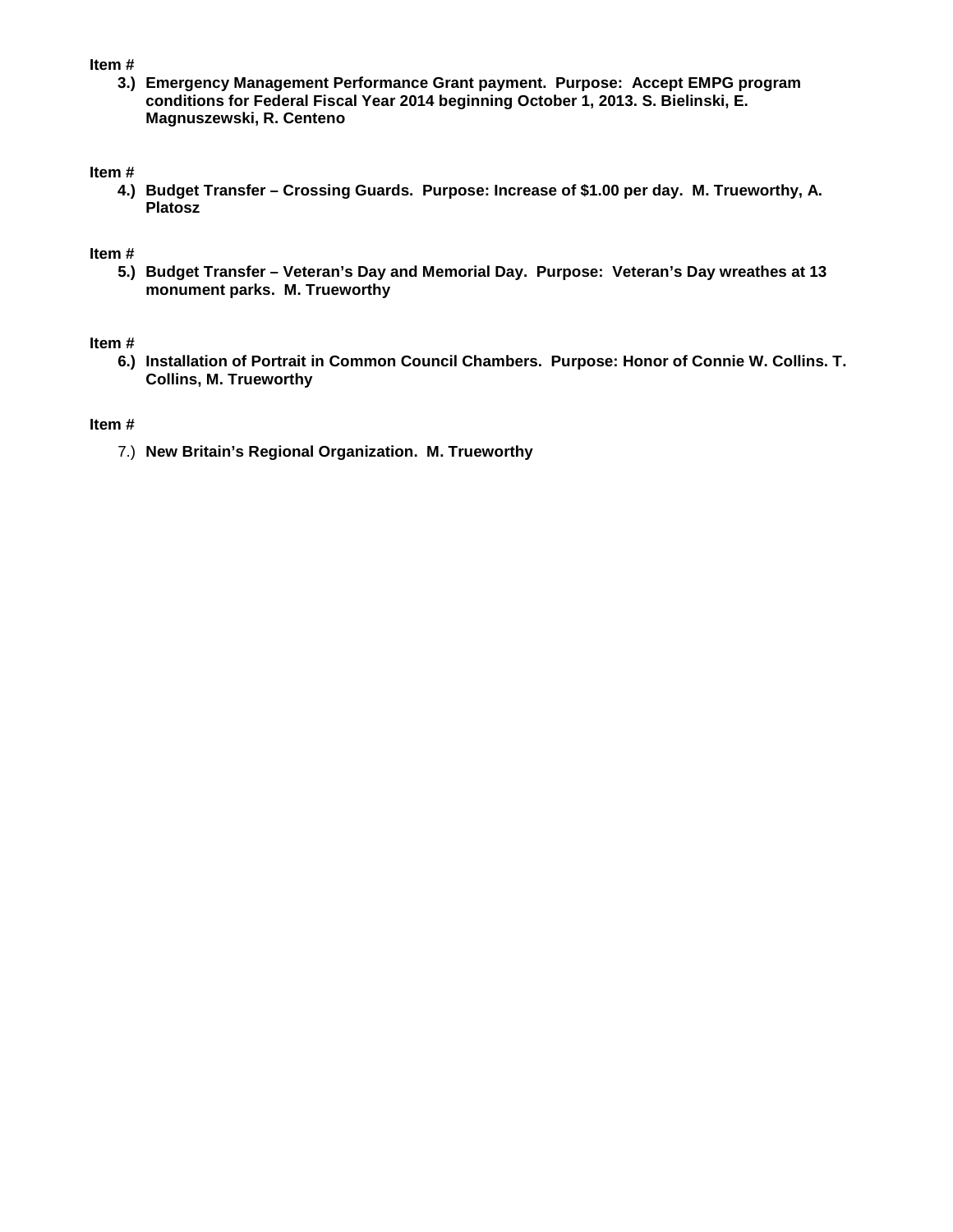**Item #**

**3.) Emergency Management Performance Grant payment. Purpose: Accept EMPG program conditions for Federal Fiscal Year 2014 beginning October 1, 2013. S. Bielinski, E. Magnuszewski, R. Centeno**

**Item #**

**4.) Budget Transfer – Crossing Guards. Purpose: Increase of $1.00 per day. M. Trueworthy, A. Platosz**

**Item #**

**5.) Budget Transfer – Veteran's Day and Memorial Day. Purpose: Veteran's Day wreathes at 13 monument parks. M. Trueworthy**

**Item #**

**6.) Installation of Portrait in Common Council Chambers. Purpose: Honor of Connie W. Collins. T. Collins, M. Trueworthy**

**Item #**

7.) **New Britain's Regional Organization. M. Trueworthy**